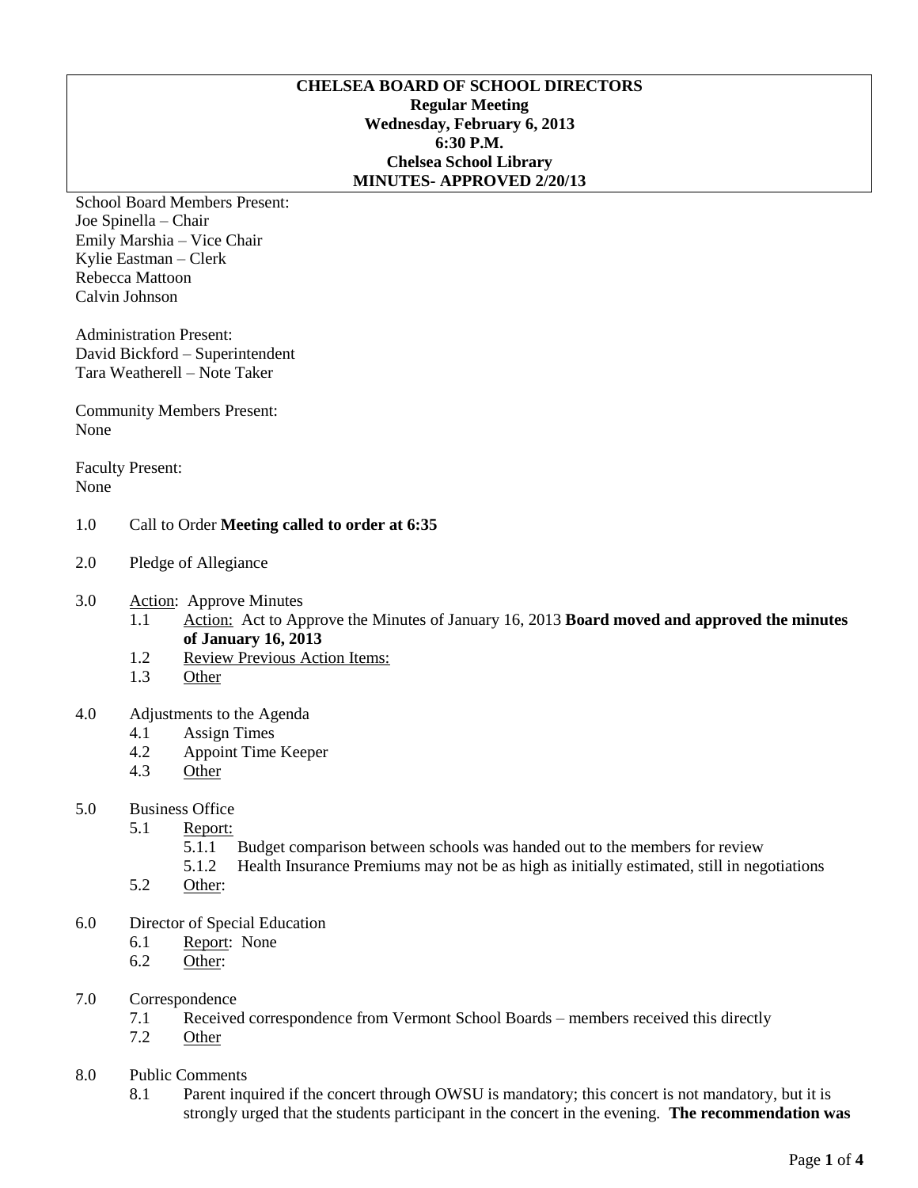**CHELSEA BOARD OF SCHOOL DIRECTORS**
**Regular Meeting**
**Wednesday, February 6, 2013**
**6:30 P.M.**
**Chelsea School Library**
**MINUTES- APPROVED 2/20/13**

School Board Members Present:
Joe Spinella – Chair
Emily Marshia – Vice Chair
Kylie Eastman – Clerk
Rebecca Mattoon
Calvin Johnson

Administration Present:
David Bickford – Superintendent
Tara Weatherell – Note Taker

Community Members Present:
None

Faculty Present:
None

1.0 Call to Order **Meeting called to order at 6:35**

2.0 Pledge of Allegiance

3.0 Action: Approve Minutes
- 1.1 Action: Act to Approve the Minutes of January 16, 2013 **Board moved and approved the minutes of January 16, 2013**
- 1.2 Review Previous Action Items:
- 1.3 Other

4.0 Adjustments to the Agenda
- 4.1 Assign Times
- 4.2 Appoint Time Keeper
- 4.3 Other

5.0 Business Office
- 5.1 Report:
  - 5.1.1 Budget comparison between schools was handed out to the members for review
  - 5.1.2 Health Insurance Premiums may not be as high as initially estimated, still in negotiations
- 5.2 Other:

6.0 Director of Special Education
- 6.1 Report: None
- 6.2 Other:

7.0 Correspondence
- 7.1 Received correspondence from Vermont School Boards – members received this directly
- 7.2 Other

8.0 Public Comments
- 8.1 Parent inquired if the concert through OWSU is mandatory; this concert is not mandatory, but it is strongly urged that the students participant in the concert in the evening. **The recommendation was**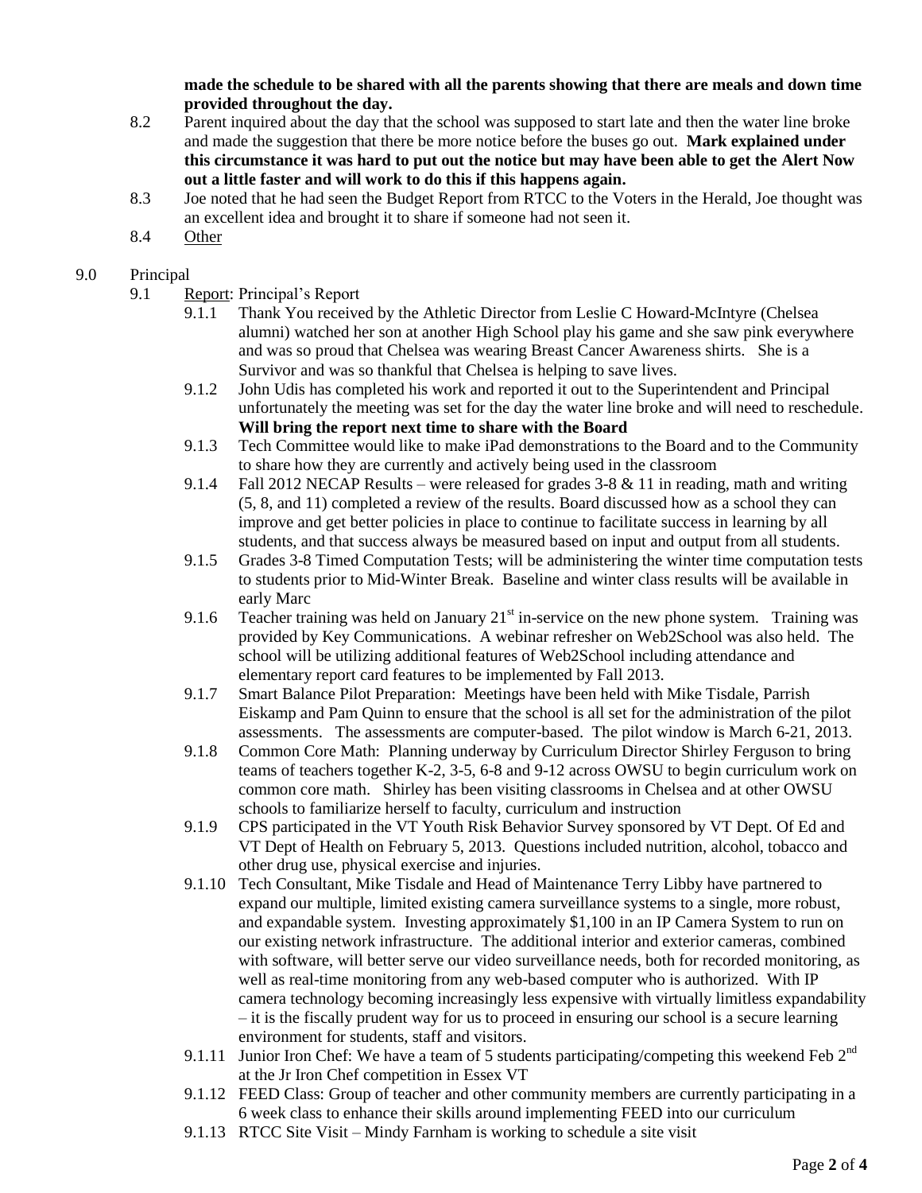**made the schedule to be shared with all the parents showing that there are meals and down time provided throughout the day.**

8.2 Parent inquired about the day that the school was supposed to start late and then the water line broke and made the suggestion that there be more notice before the buses go out. **Mark explained under this circumstance it was hard to put out the notice but may have been able to get the Alert Now out a little faster and will work to do this if this happens again.**

8.3 Joe noted that he had seen the Budget Report from RTCC to the Voters in the Herald, Joe thought was an excellent idea and brought it to share if someone had not seen it.

8.4 <u>Other</u>

9.0 Principal

9.1 <u>Report</u>: Principal's Report

9.1.1 Thank You received by the Athletic Director from Leslie C Howard-McIntyre (Chelsea alumni) watched her son at another High School play his game and she saw pink everywhere and was so proud that Chelsea was wearing Breast Cancer Awareness shirts. She is a Survivor and was so thankful that Chelsea is helping to save lives.

9.1.2 John Udis has completed his work and reported it out to the Superintendent and Principal unfortunately the meeting was set for the day the water line broke and will need to reschedule. **Will bring the report next time to share with the Board**

9.1.3 Tech Committee would like to make iPad demonstrations to the Board and to the Community to share how they are currently and actively being used in the classroom

9.1.4 Fall 2012 NECAP Results – were released for grades 3-8 & 11 in reading, math and writing (5, 8, and 11) completed a review of the results. Board discussed how as a school they can improve and get better policies in place to continue to facilitate success in learning by all students, and that success always be measured based on input and output from all students.

9.1.5 Grades 3-8 Timed Computation Tests; will be administering the winter time computation tests to students prior to Mid-Winter Break. Baseline and winter class results will be available in early Marc

9.1.6 Teacher training was held on January 21st in-service on the new phone system. Training was provided by Key Communications. A webinar refresher on Web2School was also held. The school will be utilizing additional features of Web2School including attendance and elementary report card features to be implemented by Fall 2013.

9.1.7 Smart Balance Pilot Preparation: Meetings have been held with Mike Tisdale, Parrish Eiskamp and Pam Quinn to ensure that the school is all set for the administration of the pilot assessments. The assessments are computer-based. The pilot window is March 6-21, 2013.

9.1.8 Common Core Math: Planning underway by Curriculum Director Shirley Ferguson to bring teams of teachers together K-2, 3-5, 6-8 and 9-12 across OWSU to begin curriculum work on common core math. Shirley has been visiting classrooms in Chelsea and at other OWSU schools to familiarize herself to faculty, curriculum and instruction

9.1.9 CPS participated in the VT Youth Risk Behavior Survey sponsored by VT Dept. Of Ed and VT Dept of Health on February 5, 2013. Questions included nutrition, alcohol, tobacco and other drug use, physical exercise and injuries.

9.1.10 Tech Consultant, Mike Tisdale and Head of Maintenance Terry Libby have partnered to expand our multiple, limited existing camera surveillance systems to a single, more robust, and expandable system. Investing approximately $1,100 in an IP Camera System to run on our existing network infrastructure. The additional interior and exterior cameras, combined with software, will better serve our video surveillance needs, both for recorded monitoring, as well as real-time monitoring from any web-based computer who is authorized. With IP camera technology becoming increasingly less expensive with virtually limitless expandability – it is the fiscally prudent way for us to proceed in ensuring our school is a secure learning environment for students, staff and visitors.

9.1.11 Junior Iron Chef: We have a team of 5 students participating/competing this weekend Feb 2nd at the Jr Iron Chef competition in Essex VT

9.1.12 FEED Class: Group of teacher and other community members are currently participating in a 6 week class to enhance their skills around implementing FEED into our curriculum

9.1.13 RTCC Site Visit – Mindy Farnham is working to schedule a site visit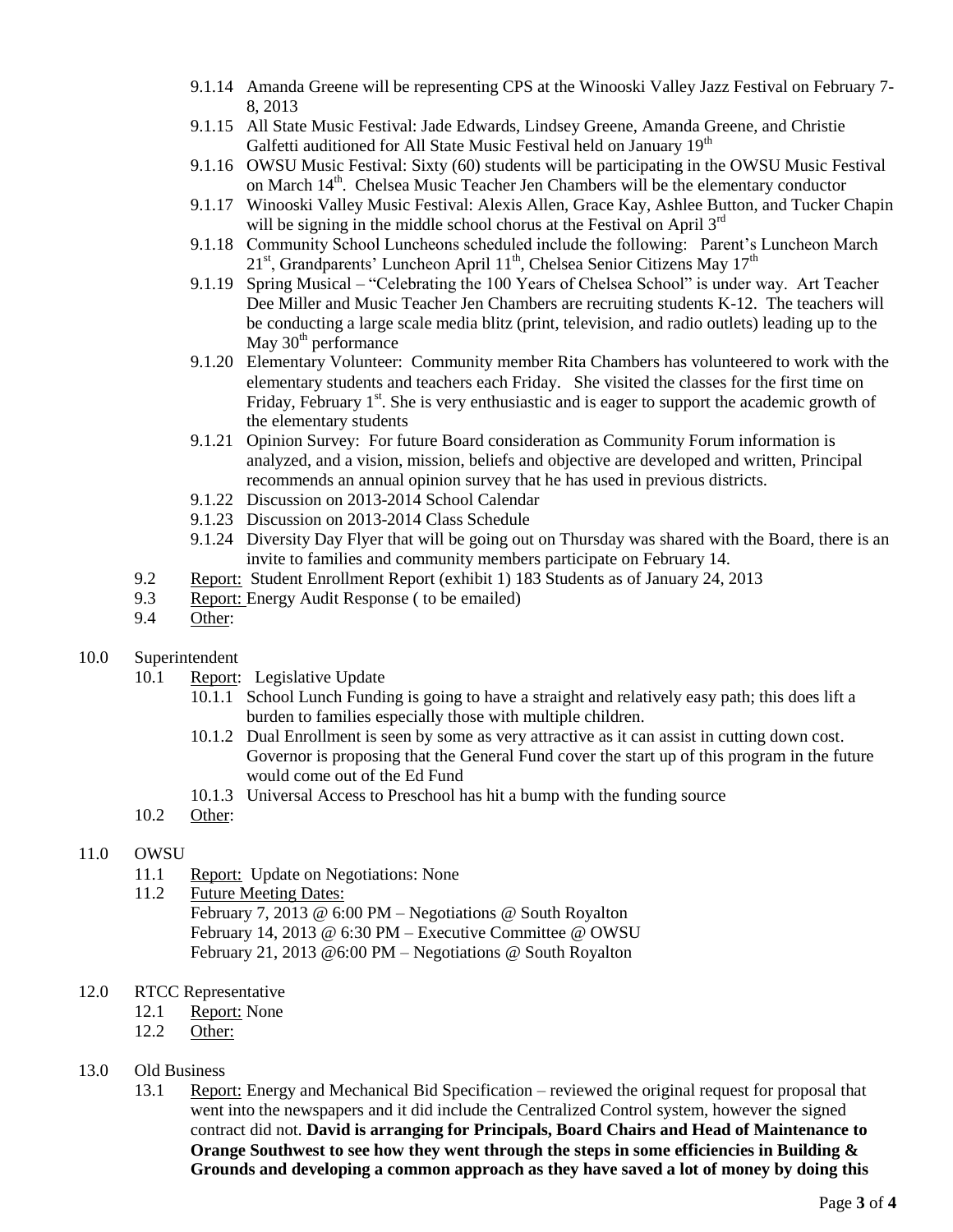- 9.1.14 Amanda Greene will be representing CPS at the Winooski Valley Jazz Festival on February 7-8, 2013
- 9.1.15 All State Music Festival: Jade Edwards, Lindsey Greene, Amanda Greene, and Christie Galfetti auditioned for All State Music Festival held on January 19th
- 9.1.16 OWSU Music Festival: Sixty (60) students will be participating in the OWSU Music Festival on March 14th. Chelsea Music Teacher Jen Chambers will be the elementary conductor
- 9.1.17 Winooski Valley Music Festival: Alexis Allen, Grace Kay, Ashlee Button, and Tucker Chapin will be signing in the middle school chorus at the Festival on April 3rd
- 9.1.18 Community School Luncheons scheduled include the following: Parent's Luncheon March 21st, Grandparents' Luncheon April 11th, Chelsea Senior Citizens May 17th
- 9.1.19 Spring Musical – "Celebrating the 100 Years of Chelsea School" is under way. Art Teacher Dee Miller and Music Teacher Jen Chambers are recruiting students K-12. The teachers will be conducting a large scale media blitz (print, television, and radio outlets) leading up to the May 30th performance
- 9.1.20 Elementary Volunteer: Community member Rita Chambers has volunteered to work with the elementary students and teachers each Friday. She visited the classes for the first time on Friday, February 1st. She is very enthusiastic and is eager to support the academic growth of the elementary students
- 9.1.21 Opinion Survey: For future Board consideration as Community Forum information is analyzed, and a vision, mission, beliefs and objective are developed and written, Principal recommends an annual opinion survey that he has used in previous districts.
- 9.1.22 Discussion on 2013-2014 School Calendar
- 9.1.23 Discussion on 2013-2014 Class Schedule
- 9.1.24 Diversity Day Flyer that will be going out on Thursday was shared with the Board, there is an invite to families and community members participate on February 14.

9.2 Report: Student Enrollment Report (exhibit 1) 183 Students as of January 24, 2013

9.3 Report: Energy Audit Response ( to be emailed)

9.4 Other:

10.0 Superintendent

10.1 Report: Legislative Update

- 10.1.1 School Lunch Funding is going to have a straight and relatively easy path; this does lift a burden to families especially those with multiple children.
- 10.1.2 Dual Enrollment is seen by some as very attractive as it can assist in cutting down cost. Governor is proposing that the General Fund cover the start up of this program in the future would come out of the Ed Fund
- 10.1.3 Universal Access to Preschool has hit a bump with the funding source

10.2 Other:

11.0 OWSU

11.1 Report: Update on Negotiations: None

11.2 Future Meeting Dates:
February 7, 2013 @ 6:00 PM – Negotiations @ South Royalton
February 14, 2013 @ 6:30 PM – Executive Committee @ OWSU
February 21, 2013 @6:00 PM – Negotiations @ South Royalton

12.0 RTCC Representative

12.1 Report: None

12.2 Other:

13.0 Old Business

13.1 Report: Energy and Mechanical Bid Specification – reviewed the original request for proposal that went into the newspapers and it did include the Centralized Control system, however the signed contract did not. **David is arranging for Principals, Board Chairs and Head of Maintenance to Orange Southwest to see how they went through the steps in some efficiencies in Building & Grounds and developing a common approach as they have saved a lot of money by doing this**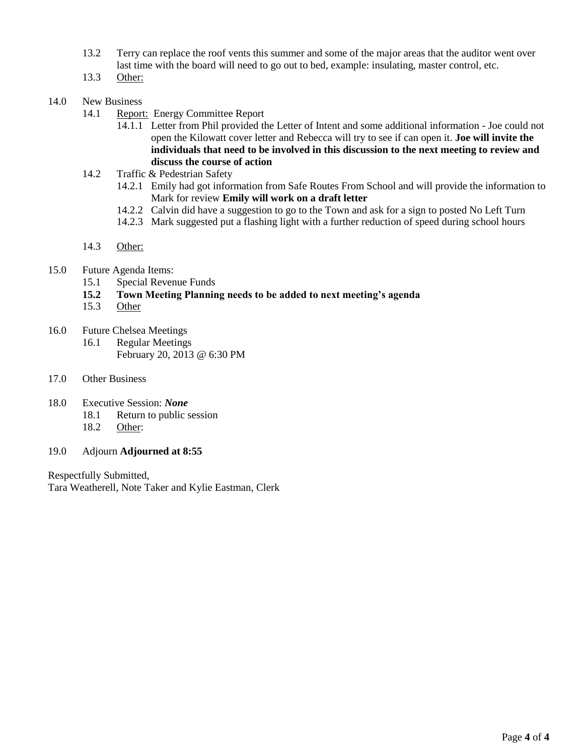13.2 Terry can replace the roof vents this summer and some of the major areas that the auditor went over last time with the board will need to go out to bed, example: insulating, master control, etc.

13.3 Other:

14.0 New Business

14.1 Report: Energy Committee Report

14.1.1 Letter from Phil provided the Letter of Intent and some additional information - Joe could not open the Kilowatt cover letter and Rebecca will try to see if can open it. **Joe will invite the individuals that need to be involved in this discussion to the next meeting to review and discuss the course of action**

14.2 Traffic & Pedestrian Safety

14.2.1 Emily had got information from Safe Routes From School and will provide the information to Mark for review **Emily will work on a draft letter**

14.2.2 Calvin did have a suggestion to go to the Town and ask for a sign to posted No Left Turn

14.2.3 Mark suggested put a flashing light with a further reduction of speed during school hours

14.3 Other:

15.0 Future Agenda Items:

15.1 Special Revenue Funds

**15.2 Town Meeting Planning needs to be added to next meeting's agenda**

15.3 Other

16.0 Future Chelsea Meetings

16.1 Regular Meetings
February 20, 2013 @ 6:30 PM

17.0 Other Business

18.0 Executive Session: ***None***

18.1 Return to public session

18.2 Other:

19.0 Adjourn **Adjourned at 8:55**

Respectfully Submitted,
Tara Weatherell, Note Taker and Kylie Eastman, Clerk